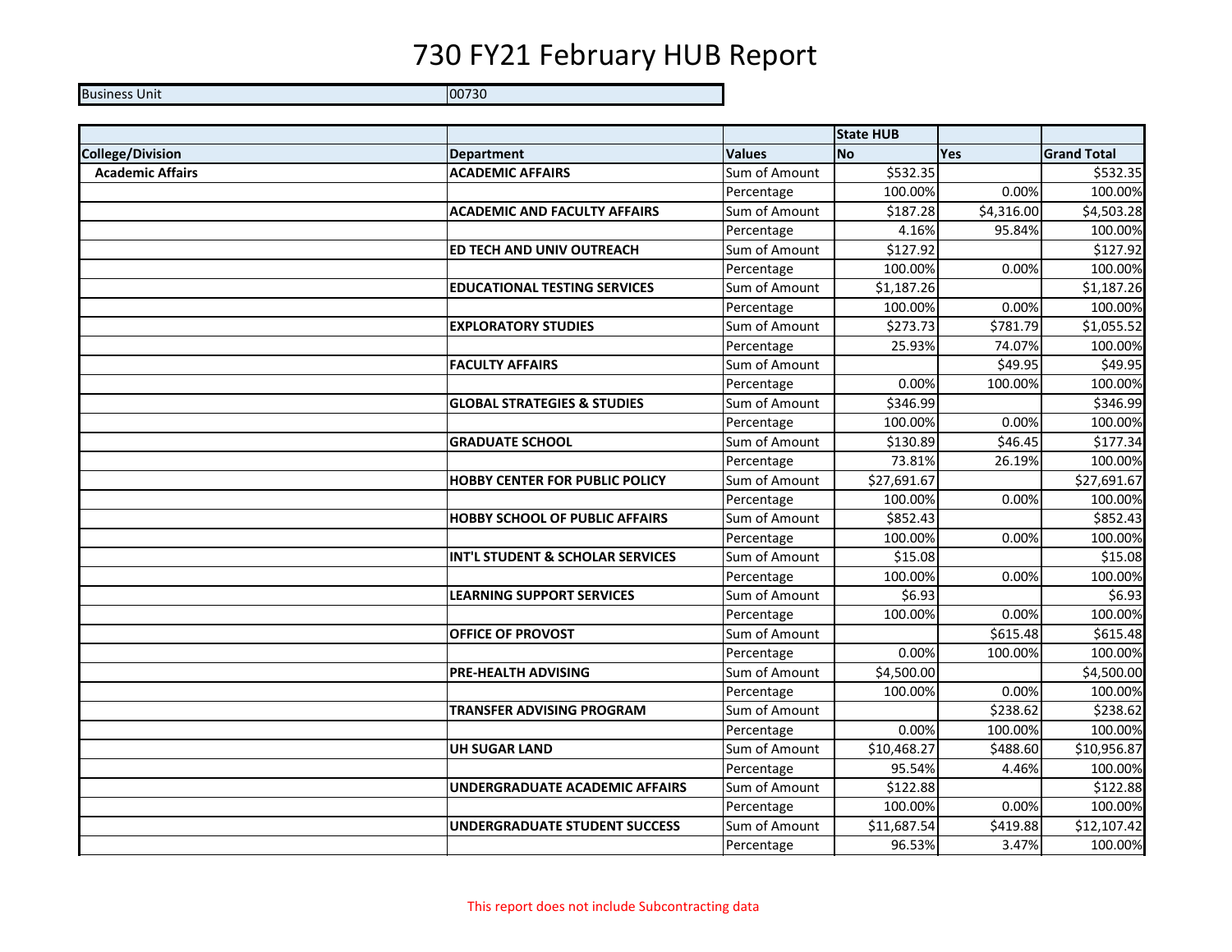# 730 FY21 February HUB Report

| Business Unit | 00730 |
|---|---|

| | | | State HUB | | |
|---|---|---|---|---|---|
| **College/Division** | **Department** | **Values** | **No** | **Yes** | **Grand Total** |
| **Academic Affairs** | **ACADEMIC AFFAIRS** | Sum of Amount | $532.35 | | $532.35 |
| | | Percentage | 100.00% | 0.00% | 100.00% |
| | **ACADEMIC AND FACULTY AFFAIRS** | Sum of Amount | $187.28 | $4,316.00 | $4,503.28 |
| | | Percentage | 4.16% | 95.84% | 100.00% |
| | **ED TECH AND UNIV OUTREACH** | Sum of Amount | $127.92 | | $127.92 |
| | | Percentage | 100.00% | 0.00% | 100.00% |
| | **EDUCATIONAL TESTING SERVICES** | Sum of Amount | $1,187.26 | | $1,187.26 |
| | | Percentage | 100.00% | 0.00% | 100.00% |
| | **EXPLORATORY STUDIES** | Sum of Amount | $273.73 | $781.79 | $1,055.52 |
| | | Percentage | 25.93% | 74.07% | 100.00% |
| | **FACULTY AFFAIRS** | Sum of Amount | | $49.95 | $49.95 |
| | | Percentage | 0.00% | 100.00% | 100.00% |
| | **GLOBAL STRATEGIES & STUDIES** | Sum of Amount | $346.99 | | $346.99 |
| | | Percentage | 100.00% | 0.00% | 100.00% |
| | **GRADUATE SCHOOL** | Sum of Amount | $130.89 | $46.45 | $177.34 |
| | | Percentage | 73.81% | 26.19% | 100.00% |
| | **HOBBY CENTER FOR PUBLIC POLICY** | Sum of Amount | $27,691.67 | | $27,691.67 |
| | | Percentage | 100.00% | 0.00% | 100.00% |
| | **HOBBY SCHOOL OF PUBLIC AFFAIRS** | Sum of Amount | $852.43 | | $852.43 |
| | | Percentage | 100.00% | 0.00% | 100.00% |
| | **INT'L STUDENT & SCHOLAR SERVICES** | Sum of Amount | $15.08 | | $15.08 |
| | | Percentage | 100.00% | 0.00% | 100.00% |
| | **LEARNING SUPPORT SERVICES** | Sum of Amount | $6.93 | | $6.93 |
| | | Percentage | 100.00% | 0.00% | 100.00% |
| | **OFFICE OF PROVOST** | Sum of Amount | | $615.48 | $615.48 |
| | | Percentage | 0.00% | 100.00% | 100.00% |
| | **PRE-HEALTH ADVISING** | Sum of Amount | $4,500.00 | | $4,500.00 |
| | | Percentage | 100.00% | 0.00% | 100.00% |
| | **TRANSFER ADVISING PROGRAM** | Sum of Amount | | $238.62 | $238.62 |
| | | Percentage | 0.00% | 100.00% | 100.00% |
| | **UH SUGAR LAND** | Sum of Amount | $10,468.27 | $488.60 | $10,956.87 |
| | | Percentage | 95.54% | 4.46% | 100.00% |
| | **UNDERGRADUATE ACADEMIC AFFAIRS** | Sum of Amount | $122.88 | | $122.88 |
| | | Percentage | 100.00% | 0.00% | 100.00% |
| | **UNDERGRADUATE STUDENT SUCCESS** | Sum of Amount | $11,687.54 | $419.88 | $12,107.42 |
| | | Percentage | 96.53% | 3.47% | 100.00% |

This report does not include Subcontracting data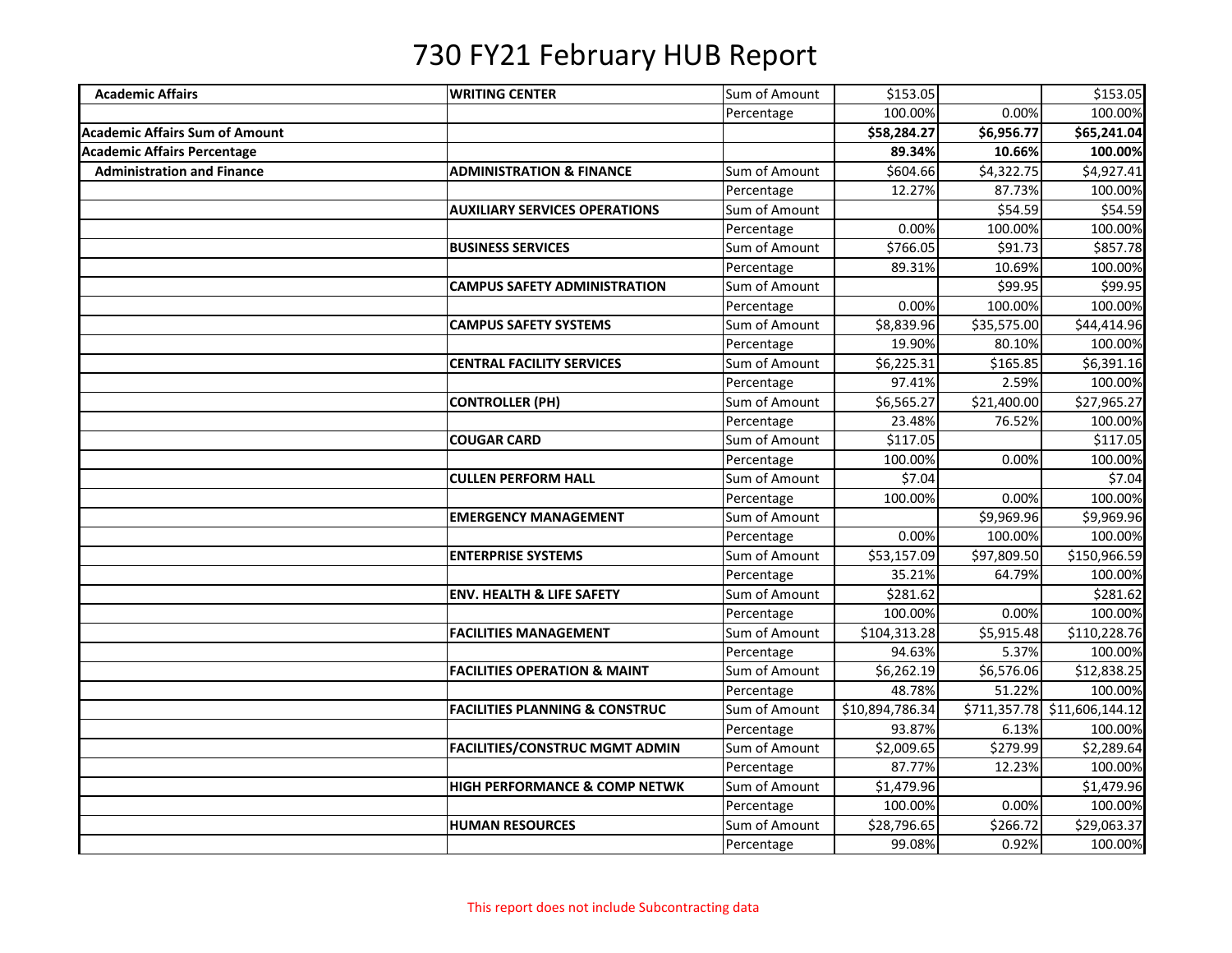# 730 FY21 February HUB Report

| | | | | | |
|---|---|---|---|---|---|
| **Academic Affairs** | **WRITING CENTER** | Sum of Amount | $153.05 | | $153.05 |
| | | Percentage | 100.00% | 0.00% | 100.00% |
| **Academic Affairs Sum of Amount** | | | **$58,284.27** | **$6,956.77** | **$65,241.04** |
| **Academic Affairs Percentage** | | | **89.34%** | **10.66%** | **100.00%** |
| **Administration and Finance** | **ADMINISTRATION & FINANCE** | Sum of Amount | $604.66 | $4,322.75 | $4,927.41 |
| | | Percentage | 12.27% | 87.73% | 100.00% |
| | **AUXILIARY SERVICES OPERATIONS** | Sum of Amount | | $54.59 | $54.59 |
| | | Percentage | 0.00% | 100.00% | 100.00% |
| | **BUSINESS SERVICES** | Sum of Amount | $766.05 | $91.73 | $857.78 |
| | | Percentage | 89.31% | 10.69% | 100.00% |
| | **CAMPUS SAFETY ADMINISTRATION** | Sum of Amount | | $99.95 | $99.95 |
| | | Percentage | 0.00% | 100.00% | 100.00% |
| | **CAMPUS SAFETY SYSTEMS** | Sum of Amount | $8,839.96 | $35,575.00 | $44,414.96 |
| | | Percentage | 19.90% | 80.10% | 100.00% |
| | **CENTRAL FACILITY SERVICES** | Sum of Amount | $6,225.31 | $165.85 | $6,391.16 |
| | | Percentage | 97.41% | 2.59% | 100.00% |
| | **CONTROLLER (PH)** | Sum of Amount | $6,565.27 | $21,400.00 | $27,965.27 |
| | | Percentage | 23.48% | 76.52% | 100.00% |
| | **COUGAR CARD** | Sum of Amount | $117.05 | | $117.05 |
| | | Percentage | 100.00% | 0.00% | 100.00% |
| | **CULLEN PERFORM HALL** | Sum of Amount | $7.04 | | $7.04 |
| | | Percentage | 100.00% | 0.00% | 100.00% |
| | **EMERGENCY MANAGEMENT** | Sum of Amount | | $9,969.96 | $9,969.96 |
| | | Percentage | 0.00% | 100.00% | 100.00% |
| | **ENTERPRISE SYSTEMS** | Sum of Amount | $53,157.09 | $97,809.50 | $150,966.59 |
| | | Percentage | 35.21% | 64.79% | 100.00% |
| | **ENV. HEALTH & LIFE SAFETY** | Sum of Amount | $281.62 | | $281.62 |
| | | Percentage | 100.00% | 0.00% | 100.00% |
| | **FACILITIES MANAGEMENT** | Sum of Amount | $104,313.28 | $5,915.48 | $110,228.76 |
| | | Percentage | 94.63% | 5.37% | 100.00% |
| | **FACILITIES OPERATION & MAINT** | Sum of Amount | $6,262.19 | $6,576.06 | $12,838.25 |
| | | Percentage | 48.78% | 51.22% | 100.00% |
| | **FACILITIES PLANNING & CONSTRUC** | Sum of Amount | $10,894,786.34 | $711,357.78 | $11,606,144.12 |
| | | Percentage | 93.87% | 6.13% | 100.00% |
| | **FACILITIES/CONSTRUC MGMT ADMIN** | Sum of Amount | $2,009.65 | $279.99 | $2,289.64 |
| | | Percentage | 87.77% | 12.23% | 100.00% |
| | **HIGH PERFORMANCE & COMP NETWK** | Sum of Amount | $1,479.96 | | $1,479.96 |
| | | Percentage | 100.00% | 0.00% | 100.00% |
| | **HUMAN RESOURCES** | Sum of Amount | $28,796.65 | $266.72 | $29,063.37 |
| | | Percentage | 99.08% | 0.92% | 100.00% |

This report does not include Subcontracting data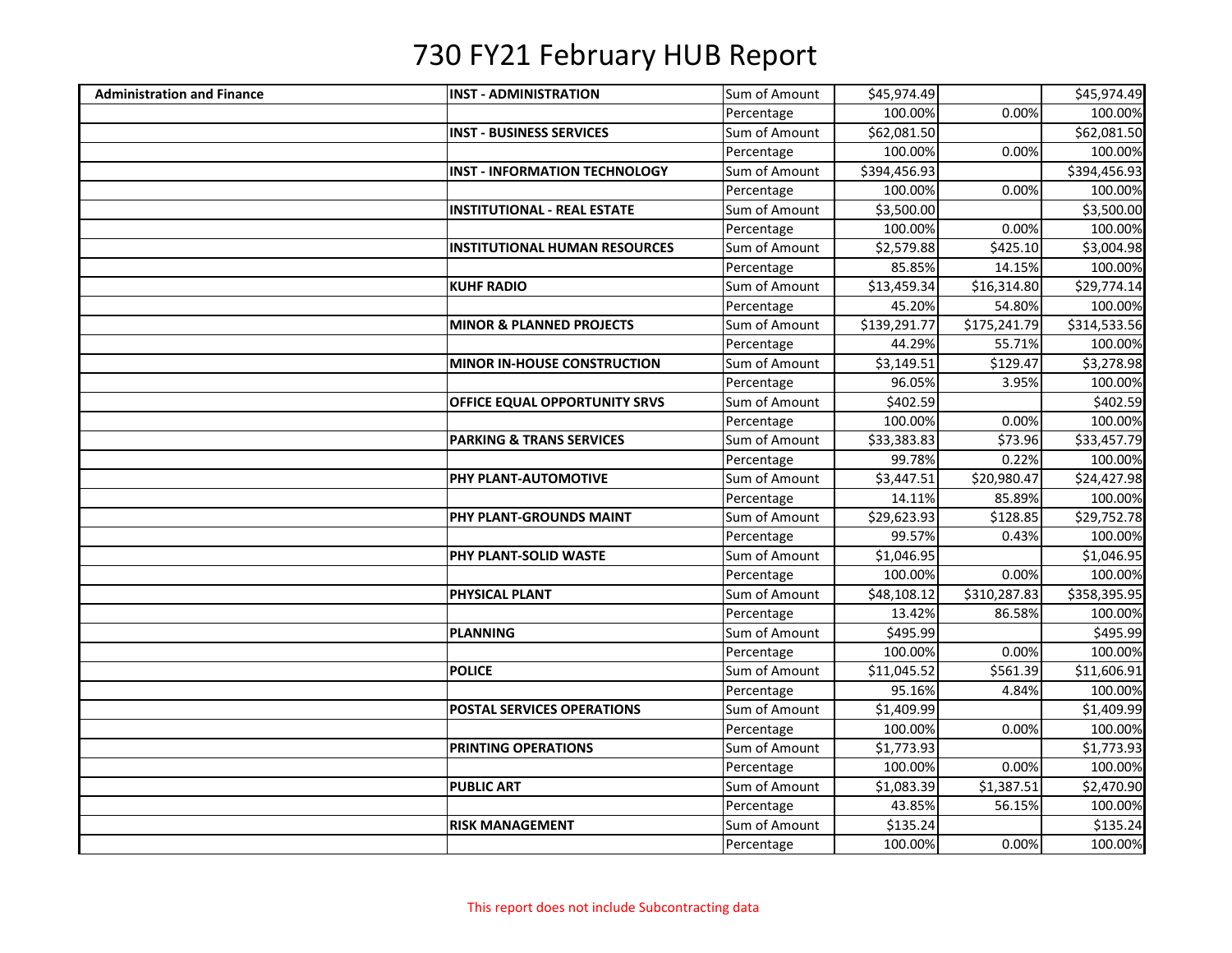# 730 FY21 February HUB Report

| | | | | | |
|---|---|---|---|---|---|
| **Administration and Finance** | **INST - ADMINISTRATION** | Sum of Amount | $45,974.49 | | $45,974.49 |
| | | Percentage | 100.00% | 0.00% | 100.00% |
| | **INST - BUSINESS SERVICES** | Sum of Amount | $62,081.50 | | $62,081.50 |
| | | Percentage | 100.00% | 0.00% | 100.00% |
| | **INST - INFORMATION TECHNOLOGY** | Sum of Amount | $394,456.93 | | $394,456.93 |
| | | Percentage | 100.00% | 0.00% | 100.00% |
| | **INSTITUTIONAL - REAL ESTATE** | Sum of Amount | $3,500.00 | | $3,500.00 |
| | | Percentage | 100.00% | 0.00% | 100.00% |
| | **INSTITUTIONAL HUMAN RESOURCES** | Sum of Amount | $2,579.88 | $425.10 | $3,004.98 |
| | | Percentage | 85.85% | 14.15% | 100.00% |
| | **KUHF RADIO** | Sum of Amount | $13,459.34 | $16,314.80 | $29,774.14 |
| | | Percentage | 45.20% | 54.80% | 100.00% |
| | **MINOR & PLANNED PROJECTS** | Sum of Amount | $139,291.77 | $175,241.79 | $314,533.56 |
| | | Percentage | 44.29% | 55.71% | 100.00% |
| | **MINOR IN-HOUSE CONSTRUCTION** | Sum of Amount | $3,149.51 | $129.47 | $3,278.98 |
| | | Percentage | 96.05% | 3.95% | 100.00% |
| | **OFFICE EQUAL OPPORTUNITY SRVS** | Sum of Amount | $402.59 | | $402.59 |
| | | Percentage | 100.00% | 0.00% | 100.00% |
| | **PARKING & TRANS SERVICES** | Sum of Amount | $33,383.83 | $73.96 | $33,457.79 |
| | | Percentage | 99.78% | 0.22% | 100.00% |
| | **PHY PLANT-AUTOMOTIVE** | Sum of Amount | $3,447.51 | $20,980.47 | $24,427.98 |
| | | Percentage | 14.11% | 85.89% | 100.00% |
| | **PHY PLANT-GROUNDS MAINT** | Sum of Amount | $29,623.93 | $128.85 | $29,752.78 |
| | | Percentage | 99.57% | 0.43% | 100.00% |
| | **PHY PLANT-SOLID WASTE** | Sum of Amount | $1,046.95 | | $1,046.95 |
| | | Percentage | 100.00% | 0.00% | 100.00% |
| | **PHYSICAL PLANT** | Sum of Amount | $48,108.12 | $310,287.83 | $358,395.95 |
| | | Percentage | 13.42% | 86.58% | 100.00% |
| | **PLANNING** | Sum of Amount | $495.99 | | $495.99 |
| | | Percentage | 100.00% | 0.00% | 100.00% |
| | **POLICE** | Sum of Amount | $11,045.52 | $561.39 | $11,606.91 |
| | | Percentage | 95.16% | 4.84% | 100.00% |
| | **POSTAL SERVICES OPERATIONS** | Sum of Amount | $1,409.99 | | $1,409.99 |
| | | Percentage | 100.00% | 0.00% | 100.00% |
| | **PRINTING OPERATIONS** | Sum of Amount | $1,773.93 | | $1,773.93 |
| | | Percentage | 100.00% | 0.00% | 100.00% |
| | **PUBLIC ART** | Sum of Amount | $1,083.39 | $1,387.51 | $2,470.90 |
| | | Percentage | 43.85% | 56.15% | 100.00% |
| | **RISK MANAGEMENT** | Sum of Amount | $135.24 | | $135.24 |
| | | Percentage | 100.00% | 0.00% | 100.00% |

This report does not include Subcontracting data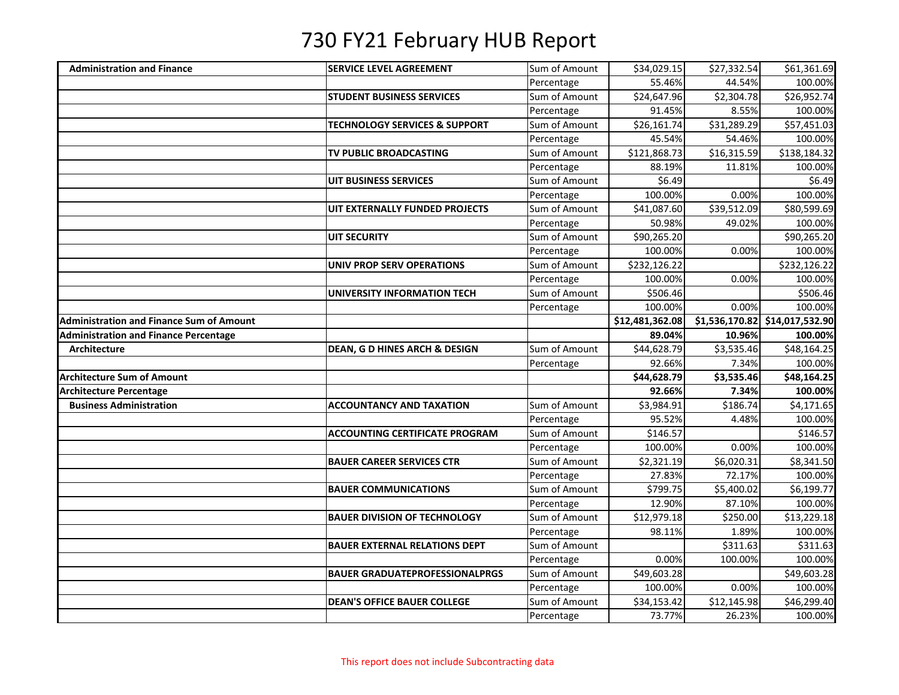# 730 FY21 February HUB Report

| | | | | | |
|---|---|---|---|---|---|
| **Administration and Finance** | **SERVICE LEVEL AGREEMENT** | Sum of Amount | $34,029.15 | $27,332.54 | $61,361.69 |
| | | Percentage | 55.46% | 44.54% | 100.00% |
| | **STUDENT BUSINESS SERVICES** | Sum of Amount | $24,647.96 | $2,304.78 | $26,952.74 |
| | | Percentage | 91.45% | 8.55% | 100.00% |
| | **TECHNOLOGY SERVICES & SUPPORT** | Sum of Amount | $26,161.74 | $31,289.29 | $57,451.03 |
| | | Percentage | 45.54% | 54.46% | 100.00% |
| | **TV PUBLIC BROADCASTING** | Sum of Amount | $121,868.73 | $16,315.59 | $138,184.32 |
| | | Percentage | 88.19% | 11.81% | 100.00% |
| | **UIT BUSINESS SERVICES** | Sum of Amount | $6.49 | | $6.49 |
| | | Percentage | 100.00% | 0.00% | 100.00% |
| | **UIT EXTERNALLY FUNDED PROJECTS** | Sum of Amount | $41,087.60 | $39,512.09 | $80,599.69 |
| | | Percentage | 50.98% | 49.02% | 100.00% |
| | **UIT SECURITY** | Sum of Amount | $90,265.20 | | $90,265.20 |
| | | Percentage | 100.00% | 0.00% | 100.00% |
| | **UNIV PROP SERV OPERATIONS** | Sum of Amount | $232,126.22 | | $232,126.22 |
| | | Percentage | 100.00% | 0.00% | 100.00% |
| | **UNIVERSITY INFORMATION TECH** | Sum of Amount | $506.46 | | $506.46 |
| | | Percentage | 100.00% | 0.00% | 100.00% |
| **Administration and Finance Sum of Amount** | | | **$12,481,362.08** | **$1,536,170.82** | **$14,017,532.90** |
| **Administration and Finance Percentage** | | | **89.04%** | **10.96%** | **100.00%** |
| **Architecture** | **DEAN, G D HINES ARCH & DESIGN** | Sum of Amount | $44,628.79 | $3,535.46 | $48,164.25 |
| | | Percentage | 92.66% | 7.34% | 100.00% |
| **Architecture Sum of Amount** | | | **$44,628.79** | **$3,535.46** | **$48,164.25** |
| **Architecture Percentage** | | | **92.66%** | **7.34%** | **100.00%** |
| **Business Administration** | **ACCOUNTANCY AND TAXATION** | Sum of Amount | $3,984.91 | $186.74 | $4,171.65 |
| | | Percentage | 95.52% | 4.48% | 100.00% |
| | **ACCOUNTING CERTIFICATE PROGRAM** | Sum of Amount | $146.57 | | $146.57 |
| | | Percentage | 100.00% | 0.00% | 100.00% |
| | **BAUER CAREER SERVICES CTR** | Sum of Amount | $2,321.19 | $6,020.31 | $8,341.50 |
| | | Percentage | 27.83% | 72.17% | 100.00% |
| | **BAUER COMMUNICATIONS** | Sum of Amount | $799.75 | $5,400.02 | $6,199.77 |
| | | Percentage | 12.90% | 87.10% | 100.00% |
| | **BAUER DIVISION OF TECHNOLOGY** | Sum of Amount | $12,979.18 | $250.00 | $13,229.18 |
| | | Percentage | 98.11% | 1.89% | 100.00% |
| | **BAUER EXTERNAL RELATIONS DEPT** | Sum of Amount | | $311.63 | $311.63 |
| | | Percentage | 0.00% | 100.00% | 100.00% |
| | **BAUER GRADUATEPROFESSIONALPRGS** | Sum of Amount | $49,603.28 | | $49,603.28 |
| | | Percentage | 100.00% | 0.00% | 100.00% |
| | **DEAN'S OFFICE BAUER COLLEGE** | Sum of Amount | $34,153.42 | $12,145.98 | $46,299.40 |
| | | Percentage | 73.77% | 26.23% | 100.00% |

This report does not include Subcontracting data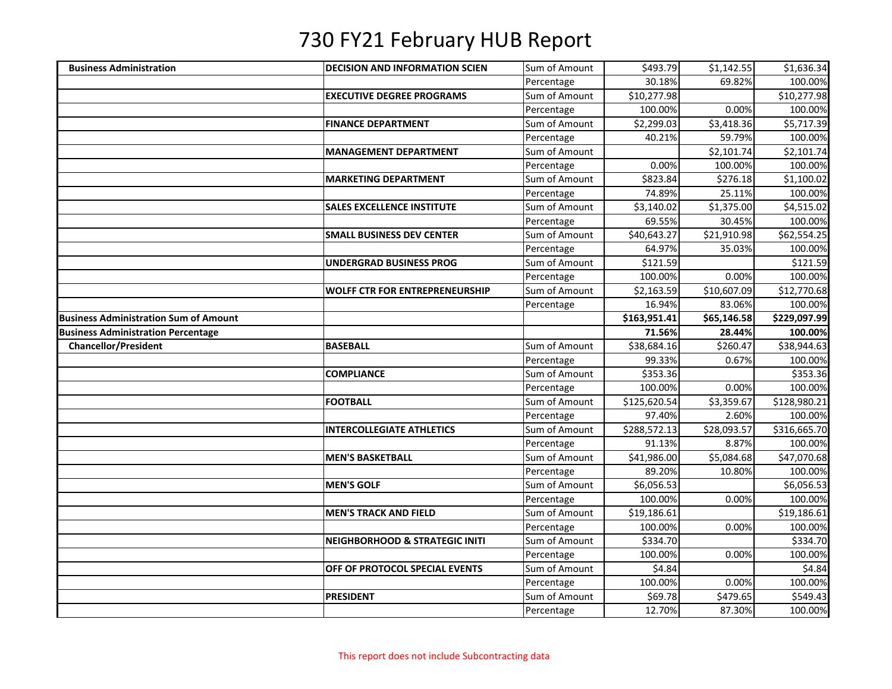# 730 FY21 February HUB Report

| | | | | | |
|---|---|---|---|---|---|
| **Business Administration** | **DECISION AND INFORMATION SCIEN** | Sum of Amount | $493.79 | $1,142.55 | $1,636.34 |
| | | Percentage | 30.18% | 69.82% | 100.00% |
| | **EXECUTIVE DEGREE PROGRAMS** | Sum of Amount | $10,277.98 | | $10,277.98 |
| | | Percentage | 100.00% | 0.00% | 100.00% |
| | **FINANCE DEPARTMENT** | Sum of Amount | $2,299.03 | $3,418.36 | $5,717.39 |
| | | Percentage | 40.21% | 59.79% | 100.00% |
| | **MANAGEMENT DEPARTMENT** | Sum of Amount | | $2,101.74 | $2,101.74 |
| | | Percentage | 0.00% | 100.00% | 100.00% |
| | **MARKETING DEPARTMENT** | Sum of Amount | $823.84 | $276.18 | $1,100.02 |
| | | Percentage | 74.89% | 25.11% | 100.00% |
| | **SALES EXCELLENCE INSTITUTE** | Sum of Amount | $3,140.02 | $1,375.00 | $4,515.02 |
| | | Percentage | 69.55% | 30.45% | 100.00% |
| | **SMALL BUSINESS DEV CENTER** | Sum of Amount | $40,643.27 | $21,910.98 | $62,554.25 |
| | | Percentage | 64.97% | 35.03% | 100.00% |
| | **UNDERGRAD BUSINESS PROG** | Sum of Amount | $121.59 | | $121.59 |
| | | Percentage | 100.00% | 0.00% | 100.00% |
| | **WOLFF CTR FOR ENTREPRENEURSHIP** | Sum of Amount | $2,163.59 | $10,607.09 | $12,770.68 |
| | | Percentage | 16.94% | 83.06% | 100.00% |
| **Business Administration Sum of Amount** | | | **$163,951.41** | **$65,146.58** | **$229,097.99** |
| **Business Administration Percentage** | | | **71.56%** | **28.44%** | **100.00%** |
| **Chancellor/President** | **BASEBALL** | Sum of Amount | $38,684.16 | $260.47 | $38,944.63 |
| | | Percentage | 99.33% | 0.67% | 100.00% |
| | **COMPLIANCE** | Sum of Amount | $353.36 | | $353.36 |
| | | Percentage | 100.00% | 0.00% | 100.00% |
| | **FOOTBALL** | Sum of Amount | $125,620.54 | $3,359.67 | $128,980.21 |
| | | Percentage | 97.40% | 2.60% | 100.00% |
| | **INTERCOLLEGIATE ATHLETICS** | Sum of Amount | $288,572.13 | $28,093.57 | $316,665.70 |
| | | Percentage | 91.13% | 8.87% | 100.00% |
| | **MEN'S BASKETBALL** | Sum of Amount | $41,986.00 | $5,084.68 | $47,070.68 |
| | | Percentage | 89.20% | 10.80% | 100.00% |
| | **MEN'S GOLF** | Sum of Amount | $6,056.53 | | $6,056.53 |
| | | Percentage | 100.00% | 0.00% | 100.00% |
| | **MEN'S TRACK AND FIELD** | Sum of Amount | $19,186.61 | | $19,186.61 |
| | | Percentage | 100.00% | 0.00% | 100.00% |
| | **NEIGHBORHOOD & STRATEGIC INITI** | Sum of Amount | $334.70 | | $334.70 |
| | | Percentage | 100.00% | 0.00% | 100.00% |
| | **OFF OF PROTOCOL SPECIAL EVENTS** | Sum of Amount | $4.84 | | $4.84 |
| | | Percentage | 100.00% | 0.00% | 100.00% |
| | **PRESIDENT** | Sum of Amount | $69.78 | $479.65 | $549.43 |
| | | Percentage | 12.70% | 87.30% | 100.00% |

This report does not include Subcontracting data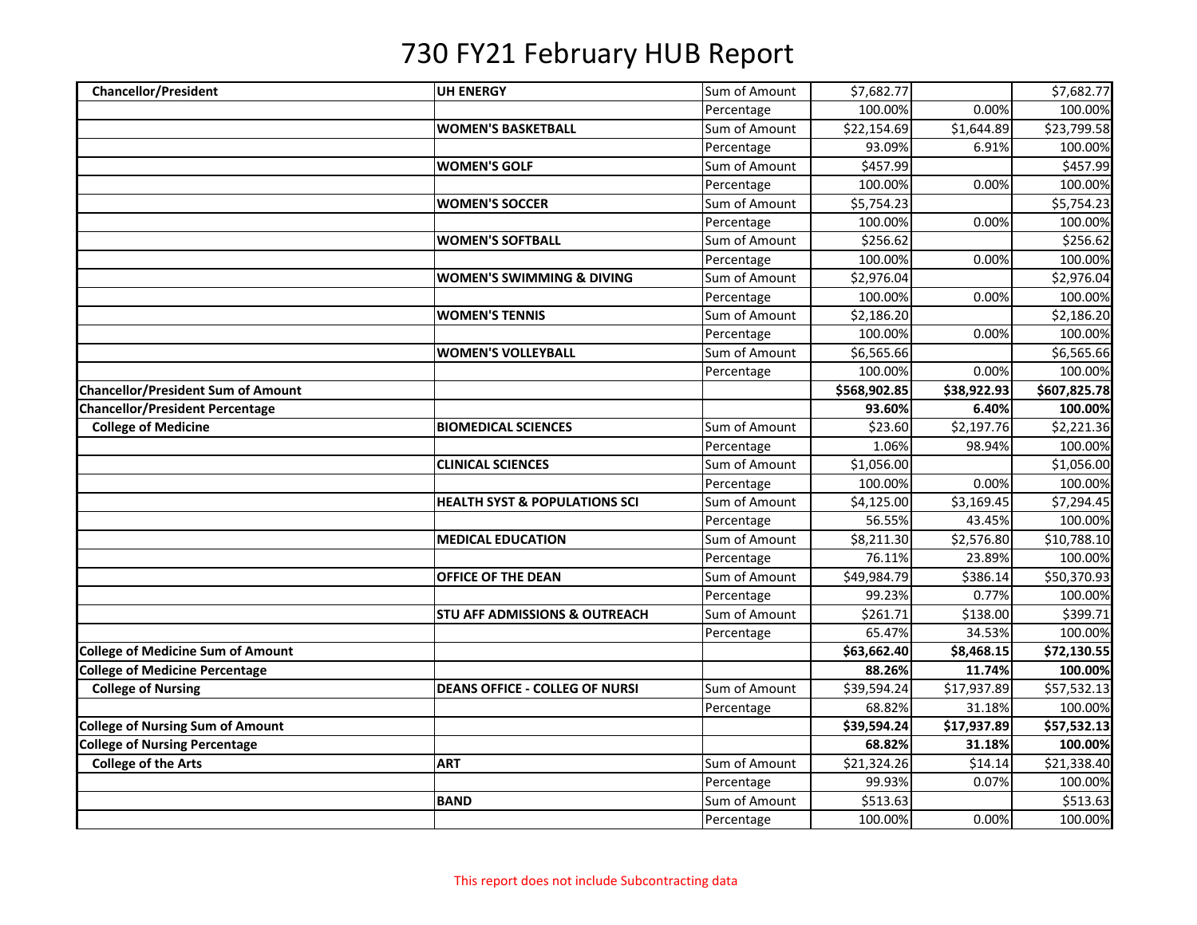# 730 FY21 February HUB Report

| | | | | | |
|---|---|---|---|---|---|
| **Chancellor/President** | **UH ENERGY** | Sum of Amount | $7,682.77 | | $7,682.77 |
| | | Percentage | 100.00% | 0.00% | 100.00% |
| | **WOMEN'S BASKETBALL** | Sum of Amount | $22,154.69 | $1,644.89 | $23,799.58 |
| | | Percentage | 93.09% | 6.91% | 100.00% |
| | **WOMEN'S GOLF** | Sum of Amount | $457.99 | | $457.99 |
| | | Percentage | 100.00% | 0.00% | 100.00% |
| | **WOMEN'S SOCCER** | Sum of Amount | $5,754.23 | | $5,754.23 |
| | | Percentage | 100.00% | 0.00% | 100.00% |
| | **WOMEN'S SOFTBALL** | Sum of Amount | $256.62 | | $256.62 |
| | | Percentage | 100.00% | 0.00% | 100.00% |
| | **WOMEN'S SWIMMING & DIVING** | Sum of Amount | $2,976.04 | | $2,976.04 |
| | | Percentage | 100.00% | 0.00% | 100.00% |
| | **WOMEN'S TENNIS** | Sum of Amount | $2,186.20 | | $2,186.20 |
| | | Percentage | 100.00% | 0.00% | 100.00% |
| | **WOMEN'S VOLLEYBALL** | Sum of Amount | $6,565.66 | | $6,565.66 |
| | | Percentage | 100.00% | 0.00% | 100.00% |
| **Chancellor/President Sum of Amount** | | | **$568,902.85** | **$38,922.93** | **$607,825.78** |
| **Chancellor/President Percentage** | | | **93.60%** | **6.40%** | **100.00%** |
| **College of Medicine** | **BIOMEDICAL SCIENCES** | Sum of Amount | $23.60 | $2,197.76 | $2,221.36 |
| | | Percentage | 1.06% | 98.94% | 100.00% |
| | **CLINICAL SCIENCES** | Sum of Amount | $1,056.00 | | $1,056.00 |
| | | Percentage | 100.00% | 0.00% | 100.00% |
| | **HEALTH SYST & POPULATIONS SCI** | Sum of Amount | $4,125.00 | $3,169.45 | $7,294.45 |
| | | Percentage | 56.55% | 43.45% | 100.00% |
| | **MEDICAL EDUCATION** | Sum of Amount | $8,211.30 | $2,576.80 | $10,788.10 |
| | | Percentage | 76.11% | 23.89% | 100.00% |
| | **OFFICE OF THE DEAN** | Sum of Amount | $49,984.79 | $386.14 | $50,370.93 |
| | | Percentage | 99.23% | 0.77% | 100.00% |
| | **STU AFF ADMISSIONS & OUTREACH** | Sum of Amount | $261.71 | $138.00 | $399.71 |
| | | Percentage | 65.47% | 34.53% | 100.00% |
| **College of Medicine Sum of Amount** | | | **$63,662.40** | **$8,468.15** | **$72,130.55** |
| **College of Medicine Percentage** | | | **88.26%** | **11.74%** | **100.00%** |
| **College of Nursing** | **DEANS OFFICE - COLLEG OF NURSI** | Sum of Amount | $39,594.24 | $17,937.89 | $57,532.13 |
| | | Percentage | 68.82% | 31.18% | 100.00% |
| **College of Nursing Sum of Amount** | | | **$39,594.24** | **$17,937.89** | **$57,532.13** |
| **College of Nursing Percentage** | | | **68.82%** | **31.18%** | **100.00%** |
| **College of the Arts** | **ART** | Sum of Amount | $21,324.26 | $14.14 | $21,338.40 |
| | | Percentage | 99.93% | 0.07% | 100.00% |
| | **BAND** | Sum of Amount | $513.63 | | $513.63 |
| | | Percentage | 100.00% | 0.00% | 100.00% |

This report does not include Subcontracting data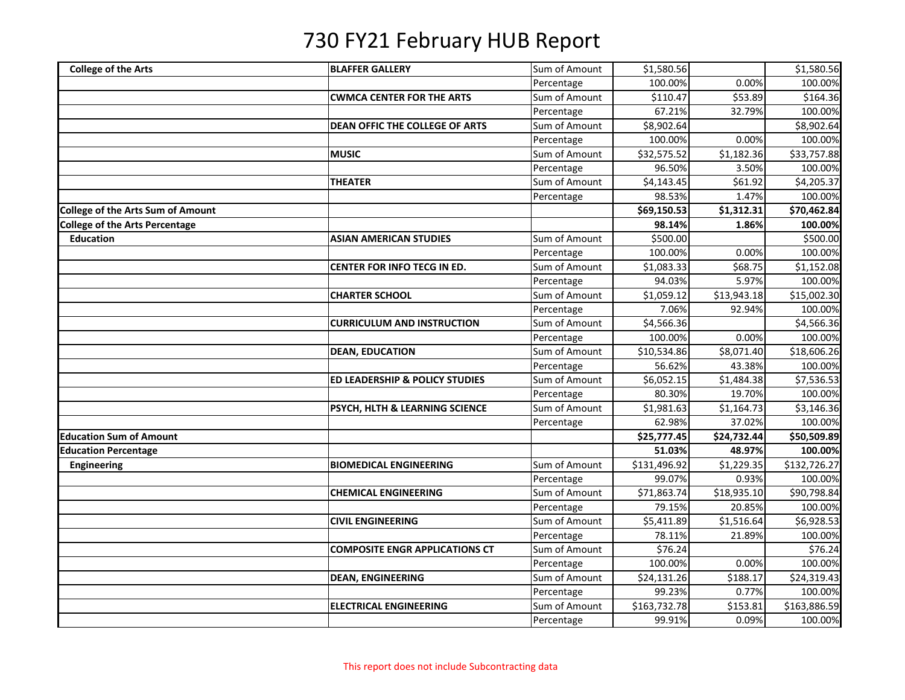# 730 FY21 February HUB Report

| | | | | | |
|---|---|---|---|---|---|
| **College of the Arts** | **BLAFFER GALLERY** | Sum of Amount | $1,580.56 | | $1,580.56 |
| | | Percentage | 100.00% | 0.00% | 100.00% |
| | **CWMCA CENTER FOR THE ARTS** | Sum of Amount | $110.47 | $53.89 | $164.36 |
| | | Percentage | 67.21% | 32.79% | 100.00% |
| | **DEAN OFFIC THE COLLEGE OF ARTS** | Sum of Amount | $8,902.64 | | $8,902.64 |
| | | Percentage | 100.00% | 0.00% | 100.00% |
| | **MUSIC** | Sum of Amount | $32,575.52 | $1,182.36 | $33,757.88 |
| | | Percentage | 96.50% | 3.50% | 100.00% |
| | **THEATER** | Sum of Amount | $4,143.45 | $61.92 | $4,205.37 |
| | | Percentage | 98.53% | 1.47% | 100.00% |
| **College of the Arts Sum of Amount** | | | **$69,150.53** | **$1,312.31** | **$70,462.84** |
| **College of the Arts Percentage** | | | **98.14%** | **1.86%** | **100.00%** |
| **Education** | **ASIAN AMERICAN STUDIES** | Sum of Amount | $500.00 | | $500.00 |
| | | Percentage | 100.00% | 0.00% | 100.00% |
| | **CENTER FOR INFO TECG IN ED.** | Sum of Amount | $1,083.33 | $68.75 | $1,152.08 |
| | | Percentage | 94.03% | 5.97% | 100.00% |
| | **CHARTER SCHOOL** | Sum of Amount | $1,059.12 | $13,943.18 | $15,002.30 |
| | | Percentage | 7.06% | 92.94% | 100.00% |
| | **CURRICULUM AND INSTRUCTION** | Sum of Amount | $4,566.36 | | $4,566.36 |
| | | Percentage | 100.00% | 0.00% | 100.00% |
| | **DEAN, EDUCATION** | Sum of Amount | $10,534.86 | $8,071.40 | $18,606.26 |
| | | Percentage | 56.62% | 43.38% | 100.00% |
| | **ED LEADERSHIP & POLICY STUDIES** | Sum of Amount | $6,052.15 | $1,484.38 | $7,536.53 |
| | | Percentage | 80.30% | 19.70% | 100.00% |
| | **PSYCH, HLTH & LEARNING SCIENCE** | Sum of Amount | $1,981.63 | $1,164.73 | $3,146.36 |
| | | Percentage | 62.98% | 37.02% | 100.00% |
| **Education Sum of Amount** | | | **$25,777.45** | **$24,732.44** | **$50,509.89** |
| **Education Percentage** | | | **51.03%** | **48.97%** | **100.00%** |
| **Engineering** | **BIOMEDICAL ENGINEERING** | Sum of Amount | $131,496.92 | $1,229.35 | $132,726.27 |
| | | Percentage | 99.07% | 0.93% | 100.00% |
| | **CHEMICAL ENGINEERING** | Sum of Amount | $71,863.74 | $18,935.10 | $90,798.84 |
| | | Percentage | 79.15% | 20.85% | 100.00% |
| | **CIVIL ENGINEERING** | Sum of Amount | $5,411.89 | $1,516.64 | $6,928.53 |
| | | Percentage | 78.11% | 21.89% | 100.00% |
| | **COMPOSITE ENGR APPLICATIONS CT** | Sum of Amount | $76.24 | | $76.24 |
| | | Percentage | 100.00% | 0.00% | 100.00% |
| | **DEAN, ENGINEERING** | Sum of Amount | $24,131.26 | $188.17 | $24,319.43 |
| | | Percentage | 99.23% | 0.77% | 100.00% |
| | **ELECTRICAL ENGINEERING** | Sum of Amount | $163,732.78 | $153.81 | $163,886.59 |
| | | Percentage | 99.91% | 0.09% | 100.00% |

This report does not include Subcontracting data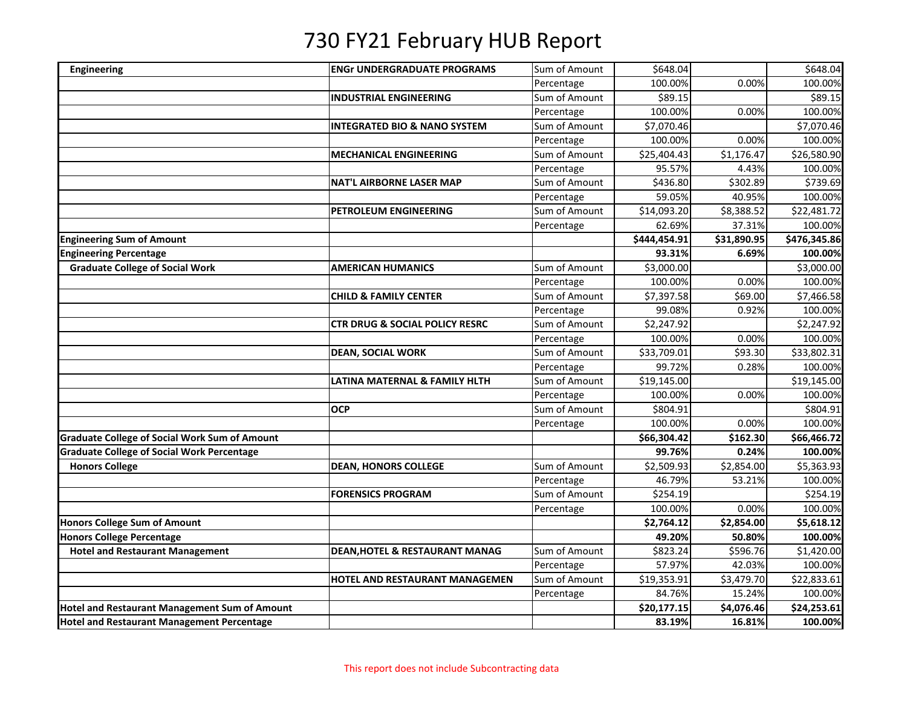# 730 FY21 February HUB Report

| | | | | | |
|---|---|---|---|---|---|
| **Engineering** | **ENGr UNDERGRADUATE PROGRAMS** | Sum of Amount | $648.04 | | $648.04 |
| | | Percentage | 100.00% | 0.00% | 100.00% |
| | **INDUSTRIAL ENGINEERING** | Sum of Amount | $89.15 | | $89.15 |
| | | Percentage | 100.00% | 0.00% | 100.00% |
| | **INTEGRATED BIO & NANO SYSTEM** | Sum of Amount | $7,070.46 | | $7,070.46 |
| | | Percentage | 100.00% | 0.00% | 100.00% |
| | **MECHANICAL ENGINEERING** | Sum of Amount | $25,404.43 | $1,176.47 | $26,580.90 |
| | | Percentage | 95.57% | 4.43% | 100.00% |
| | **NAT'L AIRBORNE LASER MAP** | Sum of Amount | $436.80 | $302.89 | $739.69 |
| | | Percentage | 59.05% | 40.95% | 100.00% |
| | **PETROLEUM ENGINEERING** | Sum of Amount | $14,093.20 | $8,388.52 | $22,481.72 |
| | | Percentage | 62.69% | 37.31% | 100.00% |
| **Engineering Sum of Amount** | | | **$444,454.91** | **$31,890.95** | **$476,345.86** |
| **Engineering Percentage** | | | **93.31%** | **6.69%** | **100.00%** |
| **Graduate College of Social Work** | **AMERICAN HUMANICS** | Sum of Amount | $3,000.00 | | $3,000.00 |
| | | Percentage | 100.00% | 0.00% | 100.00% |
| | **CHILD & FAMILY CENTER** | Sum of Amount | $7,397.58 | $69.00 | $7,466.58 |
| | | Percentage | 99.08% | 0.92% | 100.00% |
| | **CTR DRUG & SOCIAL POLICY RESRC** | Sum of Amount | $2,247.92 | | $2,247.92 |
| | | Percentage | 100.00% | 0.00% | 100.00% |
| | **DEAN, SOCIAL WORK** | Sum of Amount | $33,709.01 | $93.30 | $33,802.31 |
| | | Percentage | 99.72% | 0.28% | 100.00% |
| | **LATINA MATERNAL & FAMILY HLTH** | Sum of Amount | $19,145.00 | | $19,145.00 |
| | | Percentage | 100.00% | 0.00% | 100.00% |
| | **OCP** | Sum of Amount | $804.91 | | $804.91 |
| | | Percentage | 100.00% | 0.00% | 100.00% |
| **Graduate College of Social Work Sum of Amount** | | | **$66,304.42** | **$162.30** | **$66,466.72** |
| **Graduate College of Social Work Percentage** | | | **99.76%** | **0.24%** | **100.00%** |
| **Honors College** | **DEAN, HONORS COLLEGE** | Sum of Amount | $2,509.93 | $2,854.00 | $5,363.93 |
| | | Percentage | 46.79% | 53.21% | 100.00% |
| | **FORENSICS PROGRAM** | Sum of Amount | $254.19 | | $254.19 |
| | | Percentage | 100.00% | 0.00% | 100.00% |
| **Honors College Sum of Amount** | | | **$2,764.12** | **$2,854.00** | **$5,618.12** |
| **Honors College Percentage** | | | **49.20%** | **50.80%** | **100.00%** |
| **Hotel and Restaurant Management** | **DEAN,HOTEL & RESTAURANT MANAG** | Sum of Amount | $823.24 | $596.76 | $1,420.00 |
| | | Percentage | 57.97% | 42.03% | 100.00% |
| | **HOTEL AND RESTAURANT MANAGEMEN** | Sum of Amount | $19,353.91 | $3,479.70 | $22,833.61 |
| | | Percentage | 84.76% | 15.24% | 100.00% |
| **Hotel and Restaurant Management Sum of Amount** | | | **$20,177.15** | **$4,076.46** | **$24,253.61** |
| **Hotel and Restaurant Management Percentage** | | | **83.19%** | **16.81%** | **100.00%** |

This report does not include Subcontracting data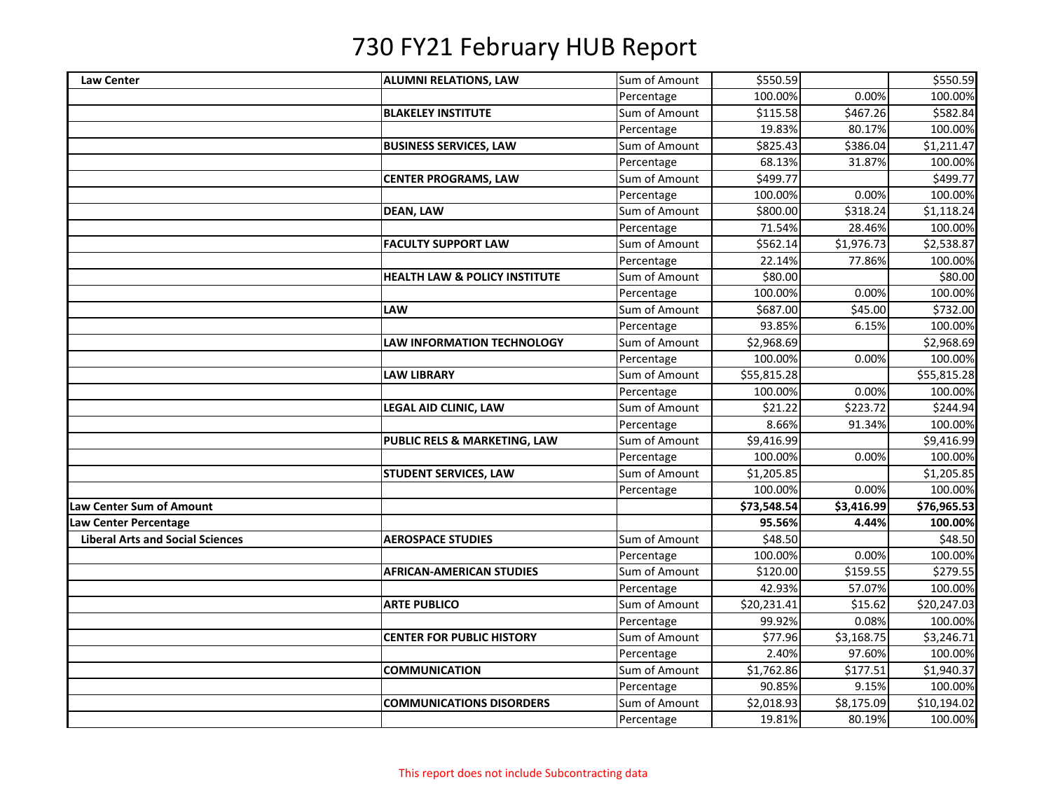# 730 FY21 February HUB Report

| | | | | | |
|---|---|---|---|---|---|
| **Law Center** | **ALUMNI RELATIONS, LAW** | Sum of Amount | $550.59 | | $550.59 |
| | | Percentage | 100.00% | 0.00% | 100.00% |
| | **BLAKELEY INSTITUTE** | Sum of Amount | $115.58 | $467.26 | $582.84 |
| | | Percentage | 19.83% | 80.17% | 100.00% |
| | **BUSINESS SERVICES, LAW** | Sum of Amount | $825.43 | $386.04 | $1,211.47 |
| | | Percentage | 68.13% | 31.87% | 100.00% |
| | **CENTER PROGRAMS, LAW** | Sum of Amount | $499.77 | | $499.77 |
| | | Percentage | 100.00% | 0.00% | 100.00% |
| | **DEAN, LAW** | Sum of Amount | $800.00 | $318.24 | $1,118.24 |
| | | Percentage | 71.54% | 28.46% | 100.00% |
| | **FACULTY SUPPORT LAW** | Sum of Amount | $562.14 | $1,976.73 | $2,538.87 |
| | | Percentage | 22.14% | 77.86% | 100.00% |
| | **HEALTH LAW & POLICY INSTITUTE** | Sum of Amount | $80.00 | | $80.00 |
| | | Percentage | 100.00% | 0.00% | 100.00% |
| | **LAW** | Sum of Amount | $687.00 | $45.00 | $732.00 |
| | | Percentage | 93.85% | 6.15% | 100.00% |
| | **LAW INFORMATION TECHNOLOGY** | Sum of Amount | $2,968.69 | | $2,968.69 |
| | | Percentage | 100.00% | 0.00% | 100.00% |
| | **LAW LIBRARY** | Sum of Amount | $55,815.28 | | $55,815.28 |
| | | Percentage | 100.00% | 0.00% | 100.00% |
| | **LEGAL AID CLINIC, LAW** | Sum of Amount | $21.22 | $223.72 | $244.94 |
| | | Percentage | 8.66% | 91.34% | 100.00% |
| | **PUBLIC RELS & MARKETING, LAW** | Sum of Amount | $9,416.99 | | $9,416.99 |
| | | Percentage | 100.00% | 0.00% | 100.00% |
| | **STUDENT SERVICES, LAW** | Sum of Amount | $1,205.85 | | $1,205.85 |
| | | Percentage | 100.00% | 0.00% | 100.00% |
| **Law Center Sum of Amount** | | | **$73,548.54** | **$3,416.99** | **$76,965.53** |
| **Law Center Percentage** | | | **95.56%** | **4.44%** | **100.00%** |
| **Liberal Arts and Social Sciences** | **AEROSPACE STUDIES** | Sum of Amount | $48.50 | | $48.50 |
| | | Percentage | 100.00% | 0.00% | 100.00% |
| | **AFRICAN-AMERICAN STUDIES** | Sum of Amount | $120.00 | $159.55 | $279.55 |
| | | Percentage | 42.93% | 57.07% | 100.00% |
| | **ARTE PUBLICO** | Sum of Amount | $20,231.41 | $15.62 | $20,247.03 |
| | | Percentage | 99.92% | 0.08% | 100.00% |
| | **CENTER FOR PUBLIC HISTORY** | Sum of Amount | $77.96 | $3,168.75 | $3,246.71 |
| | | Percentage | 2.40% | 97.60% | 100.00% |
| | **COMMUNICATION** | Sum of Amount | $1,762.86 | $177.51 | $1,940.37 |
| | | Percentage | 90.85% | 9.15% | 100.00% |
| | **COMMUNICATIONS DISORDERS** | Sum of Amount | $2,018.93 | $8,175.09 | $10,194.02 |
| | | Percentage | 19.81% | 80.19% | 100.00% |

This report does not include Subcontracting data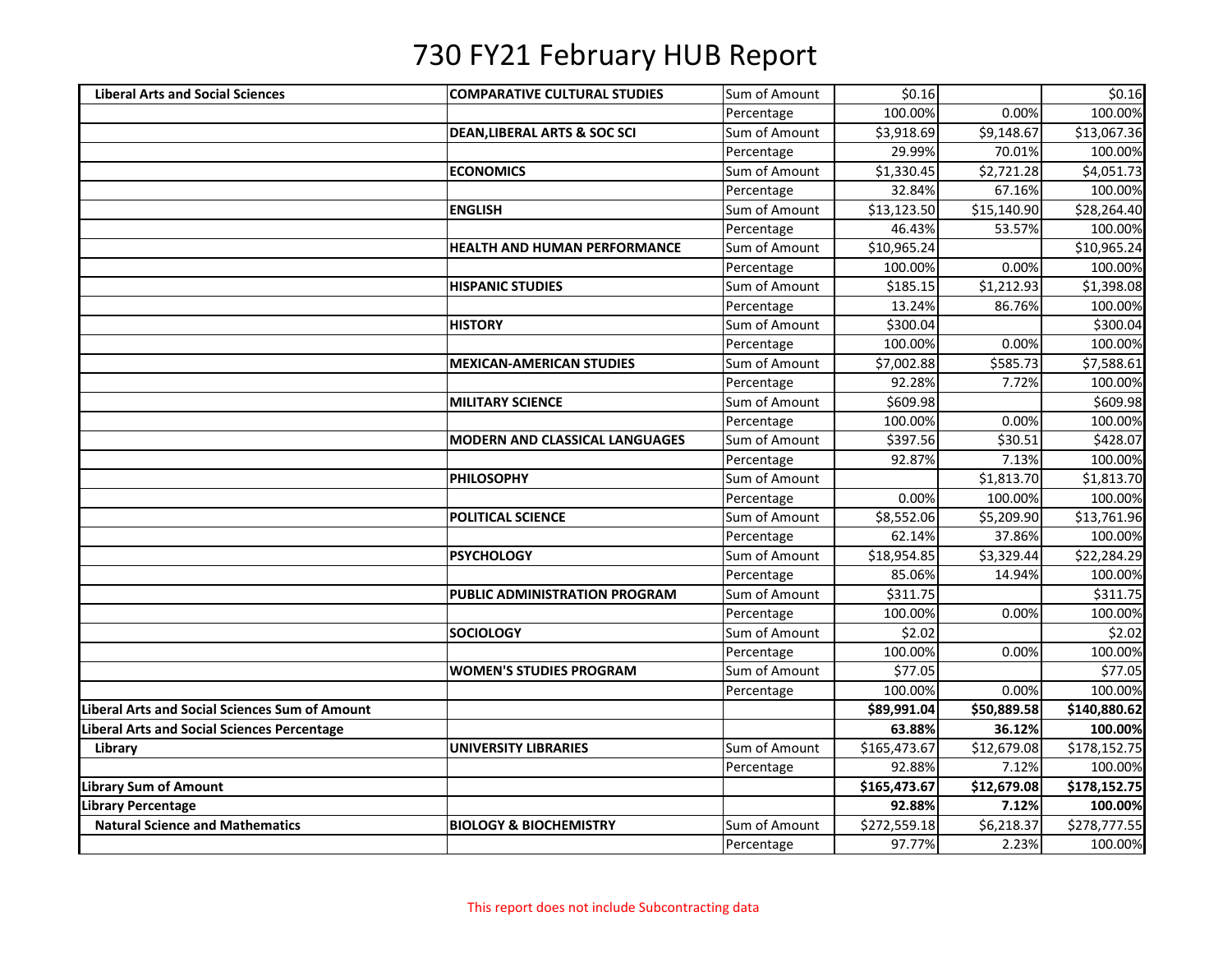# 730 FY21 February HUB Report

| | | | | | |
|---|---|---|---|---|---|
| **Liberal Arts and Social Sciences** | **COMPARATIVE CULTURAL STUDIES** | Sum of Amount | $0.16 | | $0.16 |
| | | Percentage | 100.00% | 0.00% | 100.00% |
| | **DEAN,LIBERAL ARTS & SOC SCI** | Sum of Amount | $3,918.69 | $9,148.67 | $13,067.36 |
| | | Percentage | 29.99% | 70.01% | 100.00% |
| | **ECONOMICS** | Sum of Amount | $1,330.45 | $2,721.28 | $4,051.73 |
| | | Percentage | 32.84% | 67.16% | 100.00% |
| | **ENGLISH** | Sum of Amount | $13,123.50 | $15,140.90 | $28,264.40 |
| | | Percentage | 46.43% | 53.57% | 100.00% |
| | **HEALTH AND HUMAN PERFORMANCE** | Sum of Amount | $10,965.24 | | $10,965.24 |
| | | Percentage | 100.00% | 0.00% | 100.00% |
| | **HISPANIC STUDIES** | Sum of Amount | $185.15 | $1,212.93 | $1,398.08 |
| | | Percentage | 13.24% | 86.76% | 100.00% |
| | **HISTORY** | Sum of Amount | $300.04 | | $300.04 |
| | | Percentage | 100.00% | 0.00% | 100.00% |
| | **MEXICAN-AMERICAN STUDIES** | Sum of Amount | $7,002.88 | $585.73 | $7,588.61 |
| | | Percentage | 92.28% | 7.72% | 100.00% |
| | **MILITARY SCIENCE** | Sum of Amount | $609.98 | | $609.98 |
| | | Percentage | 100.00% | 0.00% | 100.00% |
| | **MODERN AND CLASSICAL LANGUAGES** | Sum of Amount | $397.56 | $30.51 | $428.07 |
| | | Percentage | 92.87% | 7.13% | 100.00% |
| | **PHILOSOPHY** | Sum of Amount | | $1,813.70 | $1,813.70 |
| | | Percentage | 0.00% | 100.00% | 100.00% |
| | **POLITICAL SCIENCE** | Sum of Amount | $8,552.06 | $5,209.90 | $13,761.96 |
| | | Percentage | 62.14% | 37.86% | 100.00% |
| | **PSYCHOLOGY** | Sum of Amount | $18,954.85 | $3,329.44 | $22,284.29 |
| | | Percentage | 85.06% | 14.94% | 100.00% |
| | **PUBLIC ADMINISTRATION PROGRAM** | Sum of Amount | $311.75 | | $311.75 |
| | | Percentage | 100.00% | 0.00% | 100.00% |
| | **SOCIOLOGY** | Sum of Amount | $2.02 | | $2.02 |
| | | Percentage | 100.00% | 0.00% | 100.00% |
| | **WOMEN'S STUDIES PROGRAM** | Sum of Amount | $77.05 | | $77.05 |
| | | Percentage | 100.00% | 0.00% | 100.00% |
| **Liberal Arts and Social Sciences Sum of Amount** | | | **$89,991.04** | **$50,889.58** | **$140,880.62** |
| **Liberal Arts and Social Sciences Percentage** | | | **63.88%** | **36.12%** | **100.00%** |
| **Library** | **UNIVERSITY LIBRARIES** | Sum of Amount | $165,473.67 | $12,679.08 | $178,152.75 |
| | | Percentage | 92.88% | 7.12% | 100.00% |
| **Library Sum of Amount** | | | **$165,473.67** | **$12,679.08** | **$178,152.75** |
| **Library Percentage** | | | **92.88%** | **7.12%** | **100.00%** |
| **Natural Science and Mathematics** | **BIOLOGY & BIOCHEMISTRY** | Sum of Amount | $272,559.18 | $6,218.37 | $278,777.55 |
| | | Percentage | 97.77% | 2.23% | 100.00% |

This report does not include Subcontracting data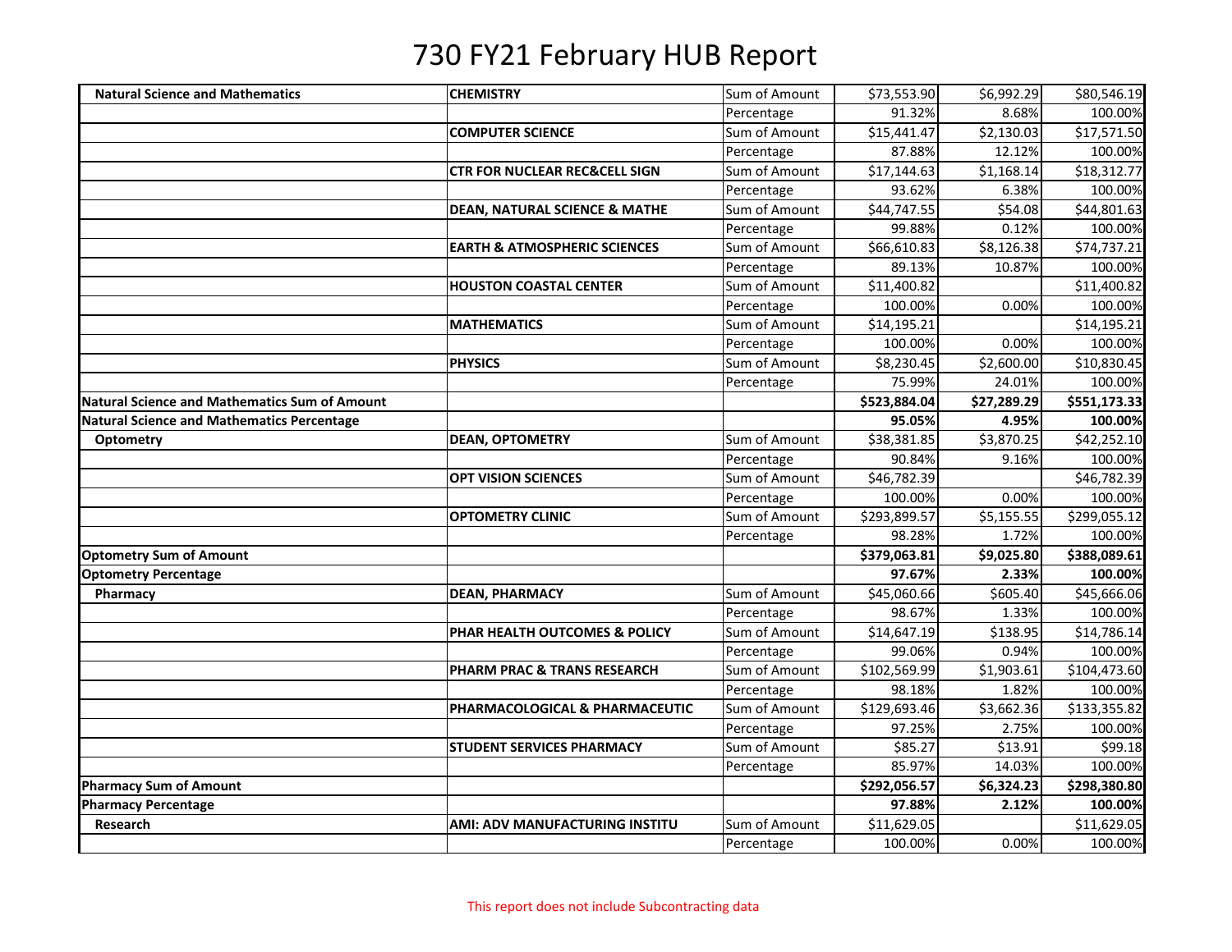# 730 FY21 February HUB Report

| | | | | | |
|---|---|---|---|---|---|
| **Natural Science and Mathematics** | **CHEMISTRY** | Sum of Amount | $73,553.90 | $6,992.29 | $80,546.19 |
| | | Percentage | 91.32% | 8.68% | 100.00% |
| | **COMPUTER SCIENCE** | Sum of Amount | $15,441.47 | $2,130.03 | $17,571.50 |
| | | Percentage | 87.88% | 12.12% | 100.00% |
| | **CTR FOR NUCLEAR REC&CELL SIGN** | Sum of Amount | $17,144.63 | $1,168.14 | $18,312.77 |
| | | Percentage | 93.62% | 6.38% | 100.00% |
| | **DEAN, NATURAL SCIENCE & MATHE** | Sum of Amount | $44,747.55 | $54.08 | $44,801.63 |
| | | Percentage | 99.88% | 0.12% | 100.00% |
| | **EARTH & ATMOSPHERIC SCIENCES** | Sum of Amount | $66,610.83 | $8,126.38 | $74,737.21 |
| | | Percentage | 89.13% | 10.87% | 100.00% |
| | **HOUSTON COASTAL CENTER** | Sum of Amount | $11,400.82 | | $11,400.82 |
| | | Percentage | 100.00% | 0.00% | 100.00% |
| | **MATHEMATICS** | Sum of Amount | $14,195.21 | | $14,195.21 |
| | | Percentage | 100.00% | 0.00% | 100.00% |
| | **PHYSICS** | Sum of Amount | $8,230.45 | $2,600.00 | $10,830.45 |
| | | Percentage | 75.99% | 24.01% | 100.00% |
| **Natural Science and Mathematics Sum of Amount** | | | **$523,884.04** | **$27,289.29** | **$551,173.33** |
| **Natural Science and Mathematics Percentage** | | | **95.05%** | **4.95%** | **100.00%** |
| **Optometry** | **DEAN, OPTOMETRY** | Sum of Amount | $38,381.85 | $3,870.25 | $42,252.10 |
| | | Percentage | 90.84% | 9.16% | 100.00% |
| | **OPT VISION SCIENCES** | Sum of Amount | $46,782.39 | | $46,782.39 |
| | | Percentage | 100.00% | 0.00% | 100.00% |
| | **OPTOMETRY CLINIC** | Sum of Amount | $293,899.57 | $5,155.55 | $299,055.12 |
| | | Percentage | 98.28% | 1.72% | 100.00% |
| **Optometry Sum of Amount** | | | **$379,063.81** | **$9,025.80** | **$388,089.61** |
| **Optometry Percentage** | | | **97.67%** | **2.33%** | **100.00%** |
| **Pharmacy** | **DEAN, PHARMACY** | Sum of Amount | $45,060.66 | $605.40 | $45,666.06 |
| | | Percentage | 98.67% | 1.33% | 100.00% |
| | **PHAR HEALTH OUTCOMES & POLICY** | Sum of Amount | $14,647.19 | $138.95 | $14,786.14 |
| | | Percentage | 99.06% | 0.94% | 100.00% |
| | **PHARM PRAC & TRANS RESEARCH** | Sum of Amount | $102,569.99 | $1,903.61 | $104,473.60 |
| | | Percentage | 98.18% | 1.82% | 100.00% |
| | **PHARMACOLOGICAL & PHARMACEUTIC** | Sum of Amount | $129,693.46 | $3,662.36 | $133,355.82 |
| | | Percentage | 97.25% | 2.75% | 100.00% |
| | **STUDENT SERVICES PHARMACY** | Sum of Amount | $85.27 | $13.91 | $99.18 |
| | | Percentage | 85.97% | 14.03% | 100.00% |
| **Pharmacy Sum of Amount** | | | **$292,056.57** | **$6,324.23** | **$298,380.80** |
| **Pharmacy Percentage** | | | **97.88%** | **2.12%** | **100.00%** |
| **Research** | **AMI: ADV MANUFACTURING INSTITU** | Sum of Amount | $11,629.05 | | $11,629.05 |
| | | Percentage | 100.00% | 0.00% | 100.00% |

This report does not include Subcontracting data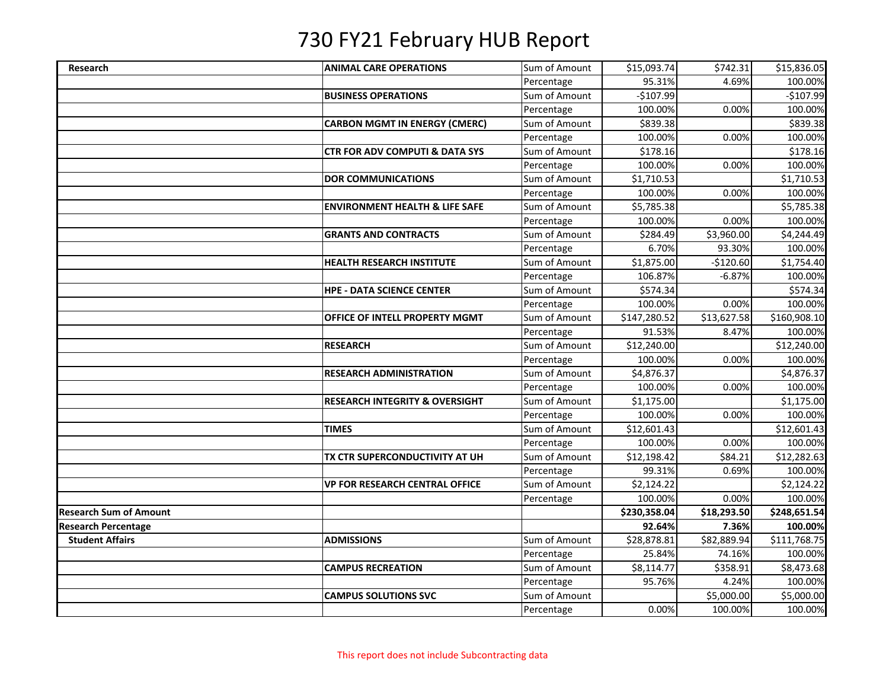# 730 FY21 February HUB Report

| | | | | | |
|---|---|---|---|---|---|
| **Research** | **ANIMAL CARE OPERATIONS** | Sum of Amount | $15,093.74 | $742.31 | $15,836.05 |
| | | Percentage | 95.31% | 4.69% | 100.00% |
| | **BUSINESS OPERATIONS** | Sum of Amount | -$107.99 | | -$107.99 |
| | | Percentage | 100.00% | 0.00% | 100.00% |
| | **CARBON MGMT IN ENERGY (CMERC)** | Sum of Amount | $839.38 | | $839.38 |
| | | Percentage | 100.00% | 0.00% | 100.00% |
| | **CTR FOR ADV COMPUTI & DATA SYS** | Sum of Amount | $178.16 | | $178.16 |
| | | Percentage | 100.00% | 0.00% | 100.00% |
| | **DOR COMMUNICATIONS** | Sum of Amount | $1,710.53 | | $1,710.53 |
| | | Percentage | 100.00% | 0.00% | 100.00% |
| | **ENVIRONMENT HEALTH & LIFE SAFE** | Sum of Amount | $5,785.38 | | $5,785.38 |
| | | Percentage | 100.00% | 0.00% | 100.00% |
| | **GRANTS AND CONTRACTS** | Sum of Amount | $284.49 | $3,960.00 | $4,244.49 |
| | | Percentage | 6.70% | 93.30% | 100.00% |
| | **HEALTH RESEARCH INSTITUTE** | Sum of Amount | $1,875.00 | -$120.60 | $1,754.40 |
| | | Percentage | 106.87% | -6.87% | 100.00% |
| | **HPE - DATA SCIENCE CENTER** | Sum of Amount | $574.34 | | $574.34 |
| | | Percentage | 100.00% | 0.00% | 100.00% |
| | **OFFICE OF INTELL PROPERTY MGMT** | Sum of Amount | $147,280.52 | $13,627.58 | $160,908.10 |
| | | Percentage | 91.53% | 8.47% | 100.00% |
| | **RESEARCH** | Sum of Amount | $12,240.00 | | $12,240.00 |
| | | Percentage | 100.00% | 0.00% | 100.00% |
| | **RESEARCH ADMINISTRATION** | Sum of Amount | $4,876.37 | | $4,876.37 |
| | | Percentage | 100.00% | 0.00% | 100.00% |
| | **RESEARCH INTEGRITY & OVERSIGHT** | Sum of Amount | $1,175.00 | | $1,175.00 |
| | | Percentage | 100.00% | 0.00% | 100.00% |
| | **TIMES** | Sum of Amount | $12,601.43 | | $12,601.43 |
| | | Percentage | 100.00% | 0.00% | 100.00% |
| | **TX CTR SUPERCONDUCTIVITY AT UH** | Sum of Amount | $12,198.42 | $84.21 | $12,282.63 |
| | | Percentage | 99.31% | 0.69% | 100.00% |
| | **VP FOR RESEARCH CENTRAL OFFICE** | Sum of Amount | $2,124.22 | | $2,124.22 |
| | | Percentage | 100.00% | 0.00% | 100.00% |
| **Research Sum of Amount** | | | **$230,358.04** | **$18,293.50** | **$248,651.54** |
| **Research Percentage** | | | **92.64%** | **7.36%** | **100.00%** |
| **Student Affairs** | **ADMISSIONS** | Sum of Amount | $28,878.81 | $82,889.94 | $111,768.75 |
| | | Percentage | 25.84% | 74.16% | 100.00% |
| | **CAMPUS RECREATION** | Sum of Amount | $8,114.77 | $358.91 | $8,473.68 |
| | | Percentage | 95.76% | 4.24% | 100.00% |
| | **CAMPUS SOLUTIONS SVC** | Sum of Amount | | $5,000.00 | $5,000.00 |
| | | Percentage | 0.00% | 100.00% | 100.00% |

This report does not include Subcontracting data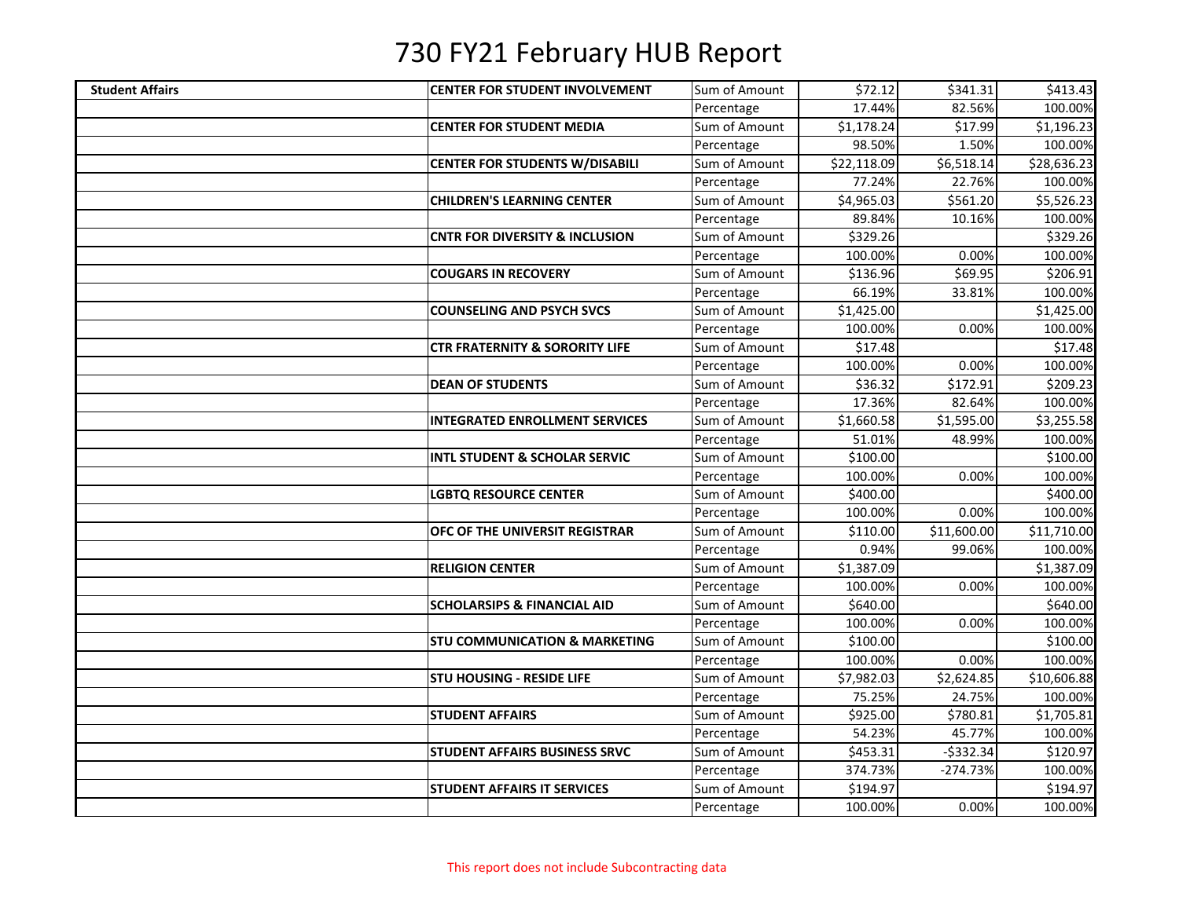# 730 FY21 February HUB Report

| | | | | | |
|---|---|---|---|---|---|
| **Student Affairs** | **CENTER FOR STUDENT INVOLVEMENT** | Sum of Amount | $72.12 | $341.31 | $413.43 |
| | | Percentage | 17.44% | 82.56% | 100.00% |
| | **CENTER FOR STUDENT MEDIA** | Sum of Amount | $1,178.24 | $17.99 | $1,196.23 |
| | | Percentage | 98.50% | 1.50% | 100.00% |
| | **CENTER FOR STUDENTS W/DISABILI** | Sum of Amount | $22,118.09 | $6,518.14 | $28,636.23 |
| | | Percentage | 77.24% | 22.76% | 100.00% |
| | **CHILDREN'S LEARNING CENTER** | Sum of Amount | $4,965.03 | $561.20 | $5,526.23 |
| | | Percentage | 89.84% | 10.16% | 100.00% |
| | **CNTR FOR DIVERSITY & INCLUSION** | Sum of Amount | $329.26 | | $329.26 |
| | | Percentage | 100.00% | 0.00% | 100.00% |
| | **COUGARS IN RECOVERY** | Sum of Amount | $136.96 | $69.95 | $206.91 |
| | | Percentage | 66.19% | 33.81% | 100.00% |
| | **COUNSELING AND PSYCH SVCS** | Sum of Amount | $1,425.00 | | $1,425.00 |
| | | Percentage | 100.00% | 0.00% | 100.00% |
| | **CTR FRATERNITY & SORORITY LIFE** | Sum of Amount | $17.48 | | $17.48 |
| | | Percentage | 100.00% | 0.00% | 100.00% |
| | **DEAN OF STUDENTS** | Sum of Amount | $36.32 | $172.91 | $209.23 |
| | | Percentage | 17.36% | 82.64% | 100.00% |
| | **INTEGRATED ENROLLMENT SERVICES** | Sum of Amount | $1,660.58 | $1,595.00 | $3,255.58 |
| | | Percentage | 51.01% | 48.99% | 100.00% |
| | **INTL STUDENT & SCHOLAR SERVIC** | Sum of Amount | $100.00 | | $100.00 |
| | | Percentage | 100.00% | 0.00% | 100.00% |
| | **LGBTQ RESOURCE CENTER** | Sum of Amount | $400.00 | | $400.00 |
| | | Percentage | 100.00% | 0.00% | 100.00% |
| | **OFC OF THE UNIVERSIT REGISTRAR** | Sum of Amount | $110.00 | $11,600.00 | $11,710.00 |
| | | Percentage | 0.94% | 99.06% | 100.00% |
| | **RELIGION CENTER** | Sum of Amount | $1,387.09 | | $1,387.09 |
| | | Percentage | 100.00% | 0.00% | 100.00% |
| | **SCHOLARSIPS & FINANCIAL AID** | Sum of Amount | $640.00 | | $640.00 |
| | | Percentage | 100.00% | 0.00% | 100.00% |
| | **STU COMMUNICATION & MARKETING** | Sum of Amount | $100.00 | | $100.00 |
| | | Percentage | 100.00% | 0.00% | 100.00% |
| | **STU HOUSING - RESIDE LIFE** | Sum of Amount | $7,982.03 | $2,624.85 | $10,606.88 |
| | | Percentage | 75.25% | 24.75% | 100.00% |
| | **STUDENT AFFAIRS** | Sum of Amount | $925.00 | $780.81 | $1,705.81 |
| | | Percentage | 54.23% | 45.77% | 100.00% |
| | **STUDENT AFFAIRS BUSINESS SRVC** | Sum of Amount | $453.31 | -$332.34 | $120.97 |
| | | Percentage | 374.73% | -274.73% | 100.00% |
| | **STUDENT AFFAIRS IT SERVICES** | Sum of Amount | $194.97 | | $194.97 |
| | | Percentage | 100.00% | 0.00% | 100.00% |

This report does not include Subcontracting data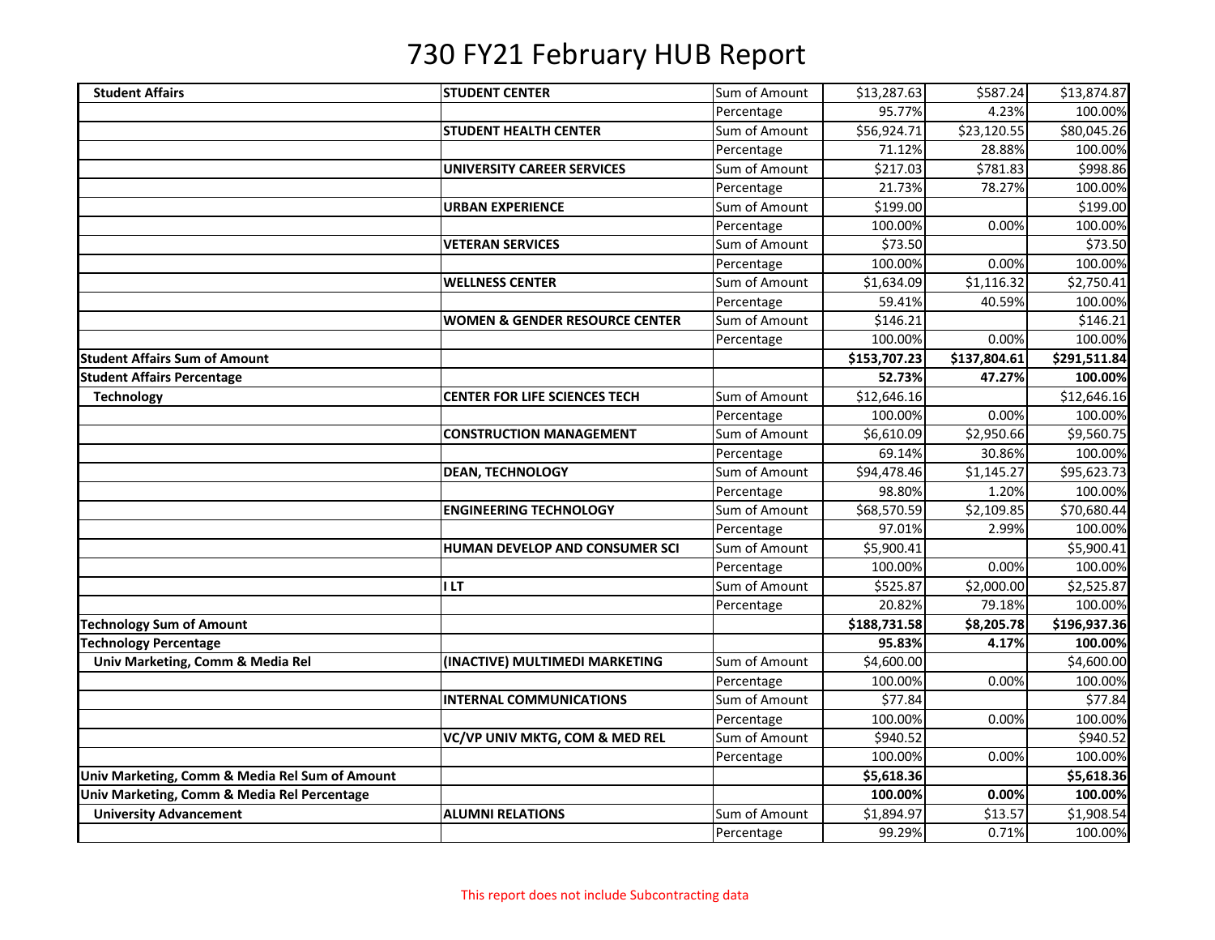# 730 FY21 February HUB Report

| | | | | | |
|---|---|---|---|---|---|
| **Student Affairs** | **STUDENT CENTER** | Sum of Amount | $13,287.63 | $587.24 | $13,874.87 |
| | | Percentage | 95.77% | 4.23% | 100.00% |
| | **STUDENT HEALTH CENTER** | Sum of Amount | $56,924.71 | $23,120.55 | $80,045.26 |
| | | Percentage | 71.12% | 28.88% | 100.00% |
| | **UNIVERSITY CAREER SERVICES** | Sum of Amount | $217.03 | $781.83 | $998.86 |
| | | Percentage | 21.73% | 78.27% | 100.00% |
| | **URBAN EXPERIENCE** | Sum of Amount | $199.00 | | $199.00 |
| | | Percentage | 100.00% | 0.00% | 100.00% |
| | **VETERAN SERVICES** | Sum of Amount | $73.50 | | $73.50 |
| | | Percentage | 100.00% | 0.00% | 100.00% |
| | **WELLNESS CENTER** | Sum of Amount | $1,634.09 | $1,116.32 | $2,750.41 |
| | | Percentage | 59.41% | 40.59% | 100.00% |
| | **WOMEN & GENDER RESOURCE CENTER** | Sum of Amount | $146.21 | | $146.21 |
| | | Percentage | 100.00% | 0.00% | 100.00% |
| **Student Affairs Sum of Amount** | | | **$153,707.23** | **$137,804.61** | **$291,511.84** |
| **Student Affairs Percentage** | | | **52.73%** | **47.27%** | **100.00%** |
| **Technology** | **CENTER FOR LIFE SCIENCES TECH** | Sum of Amount | $12,646.16 | | $12,646.16 |
| | | Percentage | 100.00% | 0.00% | 100.00% |
| | **CONSTRUCTION MANAGEMENT** | Sum of Amount | $6,610.09 | $2,950.66 | $9,560.75 |
| | | Percentage | 69.14% | 30.86% | 100.00% |
| | **DEAN, TECHNOLOGY** | Sum of Amount | $94,478.46 | $1,145.27 | $95,623.73 |
| | | Percentage | 98.80% | 1.20% | 100.00% |
| | **ENGINEERING TECHNOLOGY** | Sum of Amount | $68,570.59 | $2,109.85 | $70,680.44 |
| | | Percentage | 97.01% | 2.99% | 100.00% |
| | **HUMAN DEVELOP AND CONSUMER SCI** | Sum of Amount | $5,900.41 | | $5,900.41 |
| | | Percentage | 100.00% | 0.00% | 100.00% |
| | **I LT** | Sum of Amount | $525.87 | $2,000.00 | $2,525.87 |
| | | Percentage | 20.82% | 79.18% | 100.00% |
| **Technology Sum of Amount** | | | **$188,731.58** | **$8,205.78** | **$196,937.36** |
| **Technology Percentage** | | | **95.83%** | **4.17%** | **100.00%** |
| **Univ Marketing, Comm & Media Rel** | **(INACTIVE) MULTIMEDI MARKETING** | Sum of Amount | $4,600.00 | | $4,600.00 |
| | | Percentage | 100.00% | 0.00% | 100.00% |
| | **INTERNAL COMMUNICATIONS** | Sum of Amount | $77.84 | | $77.84 |
| | | Percentage | 100.00% | 0.00% | 100.00% |
| | **VC/VP UNIV MKTG, COM & MED REL** | Sum of Amount | $940.52 | | $940.52 |
| | | Percentage | 100.00% | 0.00% | 100.00% |
| **Univ Marketing, Comm & Media Rel Sum of Amount** | | | **$5,618.36** | | **$5,618.36** |
| **Univ Marketing, Comm & Media Rel Percentage** | | | **100.00%** | **0.00%** | **100.00%** |
| **University Advancement** | **ALUMNI RELATIONS** | Sum of Amount | $1,894.97 | $13.57 | $1,908.54 |
| | | Percentage | 99.29% | 0.71% | 100.00% |

This report does not include Subcontracting data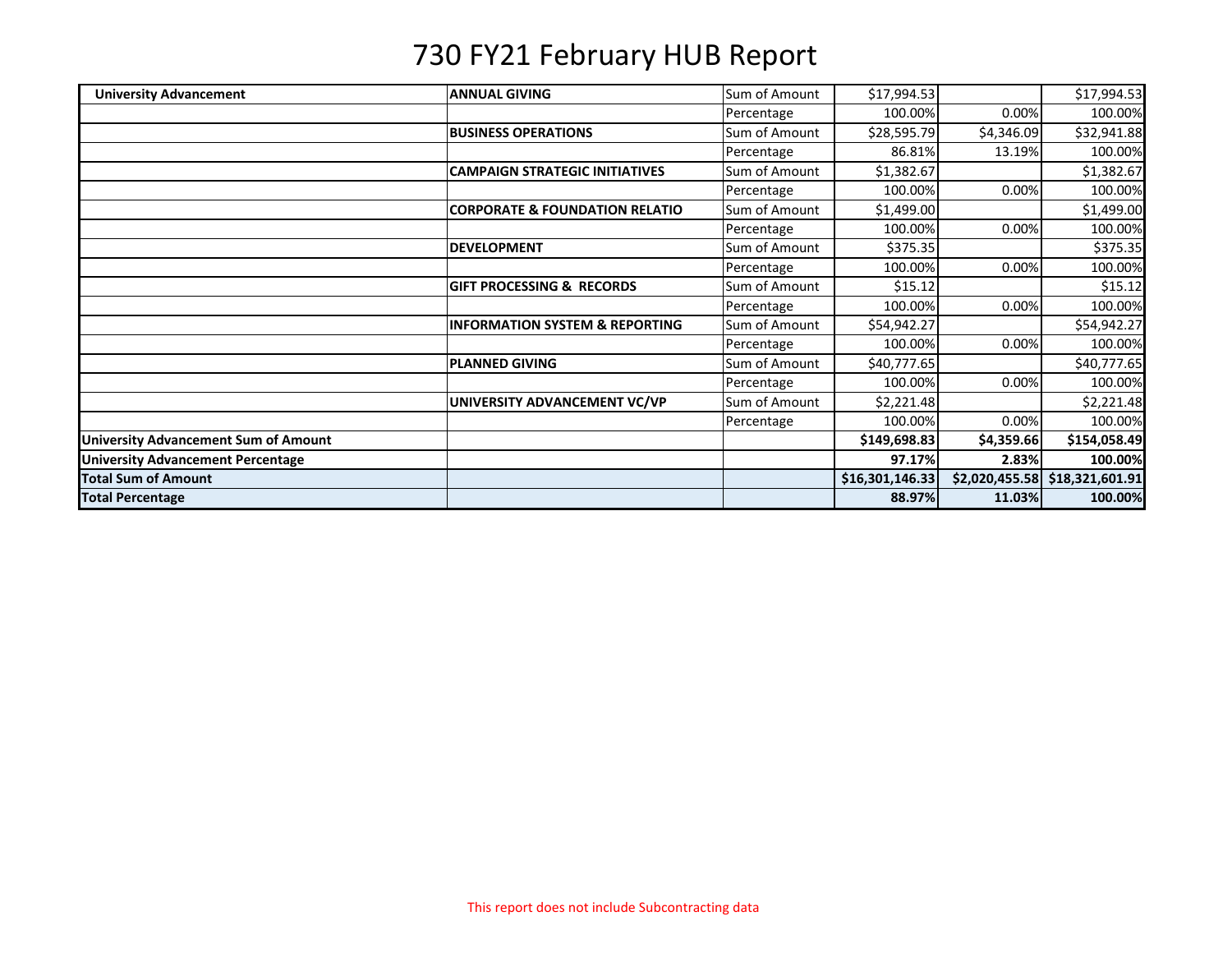# 730 FY21 February HUB Report

| | | | | | |
|---|---|---|---|---|---|
| **University Advancement** | **ANNUAL GIVING** | Sum of Amount | $17,994.53 | | $17,994.53 |
| | | Percentage | 100.00% | 0.00% | 100.00% |
| | **BUSINESS OPERATIONS** | Sum of Amount | $28,595.79 | $4,346.09 | $32,941.88 |
| | | Percentage | 86.81% | 13.19% | 100.00% |
| | **CAMPAIGN STRATEGIC INITIATIVES** | Sum of Amount | $1,382.67 | | $1,382.67 |
| | | Percentage | 100.00% | 0.00% | 100.00% |
| | **CORPORATE & FOUNDATION RELATIO** | Sum of Amount | $1,499.00 | | $1,499.00 |
| | | Percentage | 100.00% | 0.00% | 100.00% |
| | **DEVELOPMENT** | Sum of Amount | $375.35 | | $375.35 |
| | | Percentage | 100.00% | 0.00% | 100.00% |
| | **GIFT PROCESSING & RECORDS** | Sum of Amount | $15.12 | | $15.12 |
| | | Percentage | 100.00% | 0.00% | 100.00% |
| | **INFORMATION SYSTEM & REPORTING** | Sum of Amount | $54,942.27 | | $54,942.27 |
| | | Percentage | 100.00% | 0.00% | 100.00% |
| | **PLANNED GIVING** | Sum of Amount | $40,777.65 | | $40,777.65 |
| | | Percentage | 100.00% | 0.00% | 100.00% |
| | **UNIVERSITY ADVANCEMENT VC/VP** | Sum of Amount | $2,221.48 | | $2,221.48 |
| | | Percentage | 100.00% | 0.00% | 100.00% |
| **University Advancement Sum of Amount** | | | **$149,698.83** | **$4,359.66** | **$154,058.49** |
| **University Advancement Percentage** | | | **97.17%** | **2.83%** | **100.00%** |
| **Total Sum of Amount** | | | **$16,301,146.33** | **$2,020,455.58** | **$18,321,601.91** |
| **Total Percentage** | | | **88.97%** | **11.03%** | **100.00%** |

This report does not include Subcontracting data